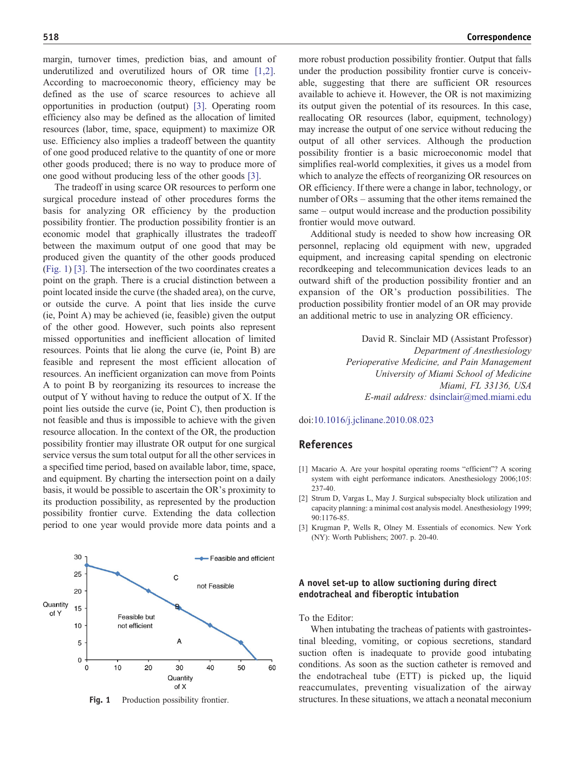margin, turnover times, prediction bias, and amount of underutilized and overutilized hours of OR time [1,2]. According to macroeconomic theory, efficiency may be defined as the use of scarce resources to achieve all opportunities in production (output) [3]. Operating room efficiency also may be defined as the allocation of limited resources (labor, time, space, equipment) to maximize OR use. Efficiency also implies a tradeoff between the quantity of one good produced relative to the quantity of one or more other goods produced; there is no way to produce more of one good without producing less of the other goods [3].

The tradeoff in using scarce OR resources to perform one surgical procedure instead of other procedures forms the basis for analyzing OR efficiency by the production possibility frontier. The production possibility frontier is an economic model that graphically illustrates the tradeoff between the maximum output of one good that may be produced given the quantity of the other goods produced (Fig. 1) [3]. The intersection of the two coordinates creates a point on the graph. There is a crucial distinction between a point located inside the curve (the shaded area), on the curve, or outside the curve. A point that lies inside the curve (ie, Point A) may be achieved (ie, feasible) given the output of the other good. However, such points also represent missed opportunities and inefficient allocation of limited resources. Points that lie along the curve (ie, Point B) are feasible and represent the most efficient allocation of resources. An inefficient organization can move from Points A to point B by reorganizing its resources to increase the output of Y without having to reduce the output of X. If the point lies outside the curve (ie, Point C), then production is not feasible and thus is impossible to achieve with the given resource allocation. In the context of the OR, the production possibility frontier may illustrate OR output for one surgical service versus the sum total output for all the other services in a specified time period, based on available labor, time, space, and equipment. By charting the intersection point on a daily basis, it would be possible to ascertain the OR's proximity to its production possibility, as represented by the production possibility frontier curve. Extending the data collection period to one year would provide more data points and a more robust production possibility frontier. Output that falls under the production possibility frontier curve is conceivable, suggesting that there are sufficient OR resources available to achieve it. However, the OR is not maximizing its output given the potential of its resources. In this case, reallocating OR resources (labor, equipment, technology) may increase the output of one service without reducing the output of all other services. Although the production possibility frontier is a basic microeconomic model that simplifies real-world complexities, it gives us a model from which to analyze the effects of reorganizing OR resources on OR efficiency. If there were a change in labor, technology, or number of ORs – assuming that the other items remained the same – output would increase and the production possibility frontier would move outward.

Additional study is needed to show how increasing OR personnel, replacing old equipment with new, upgraded equipment, and increasing capital spending on electronic recordkeeping and telecommunication devices leads to an outward shift of the production possibility frontier and an expansion of the OR's production possibilities. The production possibility frontier model of an OR may provide an additional metric to use in analyzing OR efficiency.

Feasible and efficient
C
not Feasible
B
Feasible but not efficient
A
Quantity of Y
Quantity of X
0 5 10 15 20 25 30
0 10 20 30 40 50 60

**Fig. 1** Production possibility frontier.

David R. Sinclair MD (Assistant Professor)
*Department of Anesthesiology*
*Perioperative Medicine, and Pain Management*
*University of Miami School of Medicine*
*Miami, FL 33136, USA*
*E-mail address:* dsinclair@med.miami.edu

doi:10.1016/j.jclinane.2010.08.023

## References

[1] Macario A. Are your hospital operating rooms "efficient"? A scoring system with eight performance indicators. Anesthesiology 2006;105: 237-40.

[2] Strum D, Vargas L, May J. Surgical subspecialty block utilization and capacity planning: a minimal cost analysis model. Anesthesiology 1999; 90:1176-85.

[3] Krugman P, Wells R, Olney M. Essentials of economics. New York (NY): Worth Publishers; 2007. p. 20-40.

## A novel set-up to allow suctioning during direct endotracheal and fiberoptic intubation

To the Editor:

When intubating the tracheas of patients with gastrointestinal bleeding, vomiting, or copious secretions, standard suction often is inadequate to provide good intubating conditions. As soon as the suction catheter is removed and the endotracheal tube (ETT) is picked up, the liquid reaccumulates, preventing visualization of the airway structures. In these situations, we attach a neonatal meconium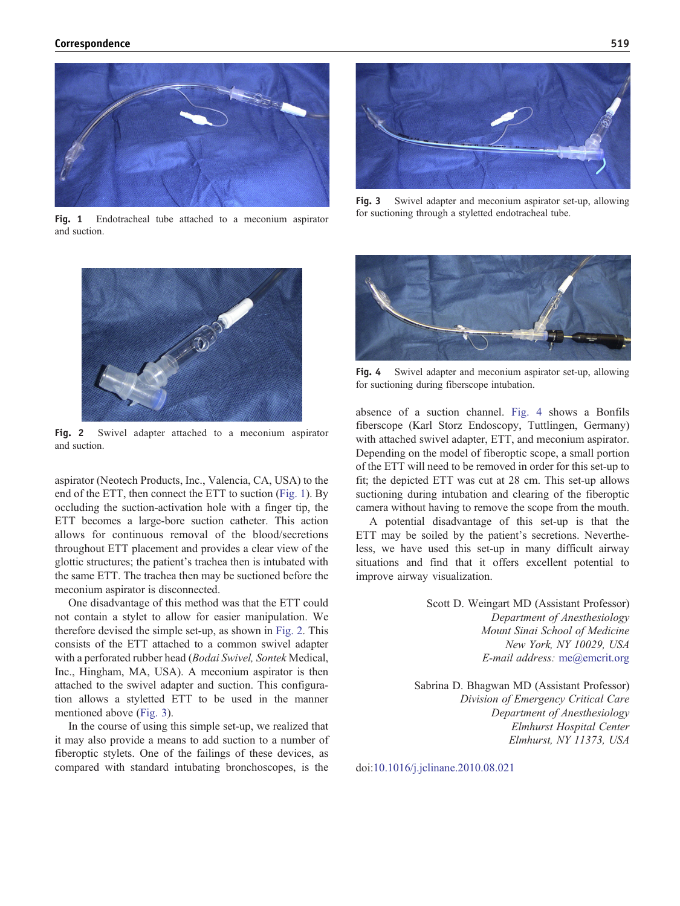Fig. 1 Endotracheal tube attached to a meconium aspirator and suction.

Fig. 2 Swivel adapter attached to a meconium aspirator and suction.

aspirator (Neotech Products, Inc., Valencia, CA, USA) to the end of the ETT, then connect the ETT to suction (Fig. 1). By occluding the suction-activation hole with a finger tip, the ETT becomes a large-bore suction catheter. This action allows for continuous removal of the blood/secretions throughout ETT placement and provides a clear view of the glottic structures; the patient's trachea then is intubated with the same ETT. The trachea then may be suctioned before the meconium aspirator is disconnected.

One disadvantage of this method was that the ETT could not contain a stylet to allow for easier manipulation. We therefore devised the simple set-up, as shown in Fig. 2. This consists of the ETT attached to a common swivel adapter with a perforated rubber head (*Bodai Swivel, Sontek* Medical, Inc., Hingham, MA, USA). A meconium aspirator is then attached to the swivel adapter and suction. This configuration allows a styletted ETT to be used in the manner mentioned above (Fig. 3).

In the course of using this simple set-up, we realized that it may also provide a means to add suction to a number of fiberoptic stylets. One of the failings of these devices, as compared with standard intubating bronchoscopes, is the absence of a suction channel. Fig. 4 shows a Bonfils fiberscope (Karl Storz Endoscopy, Tuttlingen, Germany) with attached swivel adapter, ETT, and meconium aspirator. Depending on the model of fiberoptic scope, a small portion of the ETT will need to be removed in order for this set-up to fit; the depicted ETT was cut at 28 cm. This set-up allows suctioning during intubation and clearing of the fiberoptic camera without having to remove the scope from the mouth.

Fig. 3 Swivel adapter and meconium aspirator set-up, allowing for suctioning through a styletted endotracheal tube.

Fig. 4 Swivel adapter and meconium aspirator set-up, allowing for suctioning during fiberscope intubation.

A potential disadvantage of this set-up is that the ETT may be soiled by the patient's secretions. Nevertheless, we have used this set-up in many difficult airway situations and find that it offers excellent potential to improve airway visualization.

Scott D. Weingart MD (Assistant Professor)
*Department of Anesthesiology*
*Mount Sinai School of Medicine*
*New York, NY 10029, USA*
*E-mail address:* me@emcrit.org

Sabrina D. Bhagwan MD (Assistant Professor)
*Division of Emergency Critical Care*
*Department of Anesthesiology*
*Elmhurst Hospital Center*
*Elmhurst, NY 11373, USA*

doi:10.1016/j.jclinane.2010.08.021